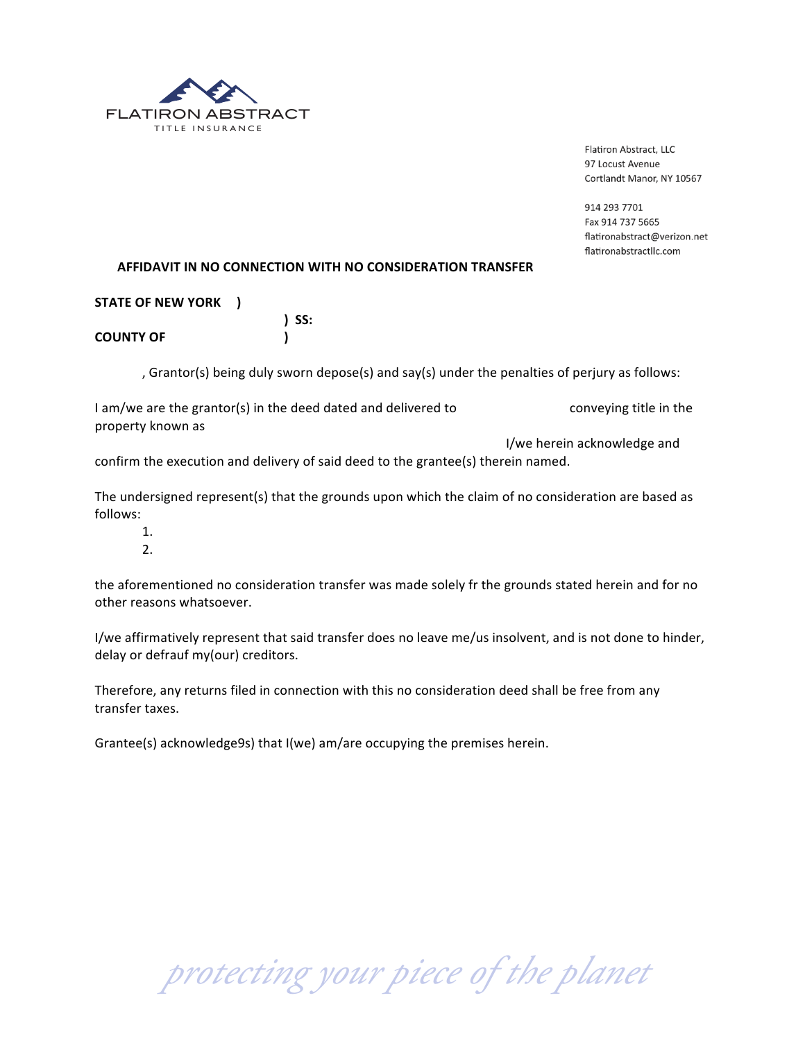FLATIRON ABSTRACT
TITLE INSURANCE

Flatiron Abstract, LLC
97 Locust Avenue
Cortlandt Manor, NY 10567

914 293 7701
Fax 914 737 5665
flatironabstract@verizon.net
flatironabstractllc.com

**AFFIDAVIT IN NO CONNECTION WITH NO CONSIDERATION TRANSFER**

**STATE OF NEW YORK )**
**) SS:**
**COUNTY OF )**

, Grantor(s) being duly sworn depose(s) and say(s) under the penalties of perjury as follows:

I am/we are the grantor(s) in the deed dated and delivered to conveying title in the property known as I/we herein acknowledge and confirm the execution and delivery of said deed to the grantee(s) therein named.

The undersigned represent(s) that the grounds upon which the claim of no consideration are based as follows:

1.
2.

the aforementioned no consideration transfer was made solely fr the grounds stated herein and for no other reasons whatsoever.

I/we affirmatively represent that said transfer does no leave me/us insolvent, and is not done to hinder, delay or defrauf my(our) creditors.

Therefore, any returns filed in connection with this no consideration deed shall be free from any transfer taxes.

Grantee(s) acknowledge9s) that I(we) am/are occupying the premises herein.

*protecting your piece of the planet*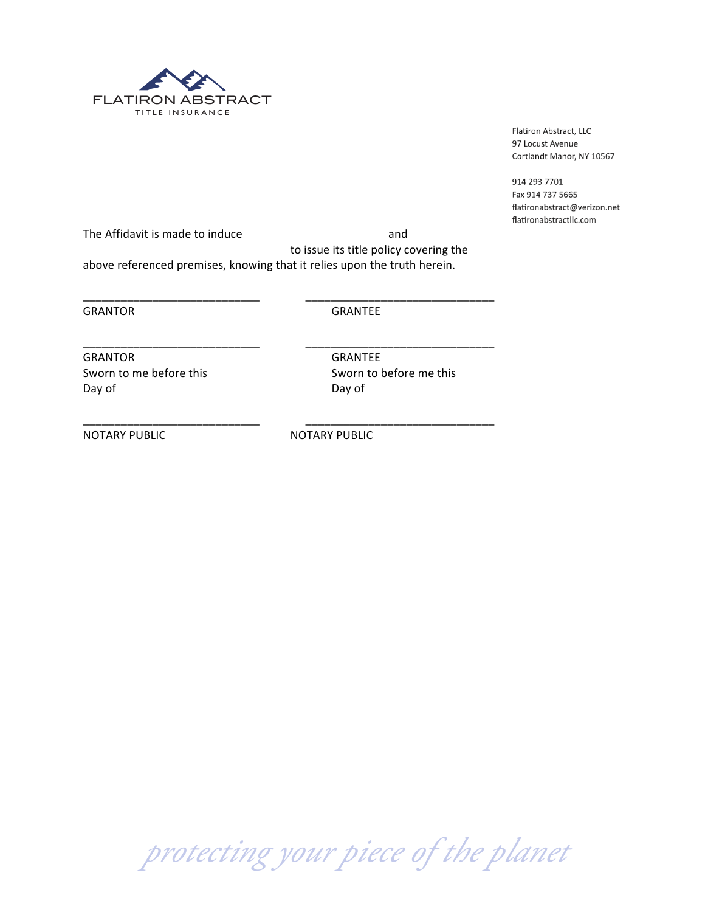FLATIRON ABSTRACT
TITLE INSURANCE

Flatiron Abstract, LLC
97 Locust Avenue
Cortlandt Manor, NY 10567

914 293 7701
Fax 914 737 5665
flatironabstract@verizon.net
flatironabstractllc.com

The Affidavit is made to induce and to issue its title policy covering the above referenced premises, knowing that it relies upon the truth herein.

| | |
|---|---|
| ___________________________ | ___________________________ |
| GRANTOR | GRANTEE |
| ___________________________ | ___________________________ |
| GRANTOR | GRANTEE |
| Sworn to me before this | Sworn to before me this |
| Day of | Day of |
| ___________________________ | ___________________________ |
| NOTARY PUBLIC | NOTARY PUBLIC |

*protecting your piece of the planet*